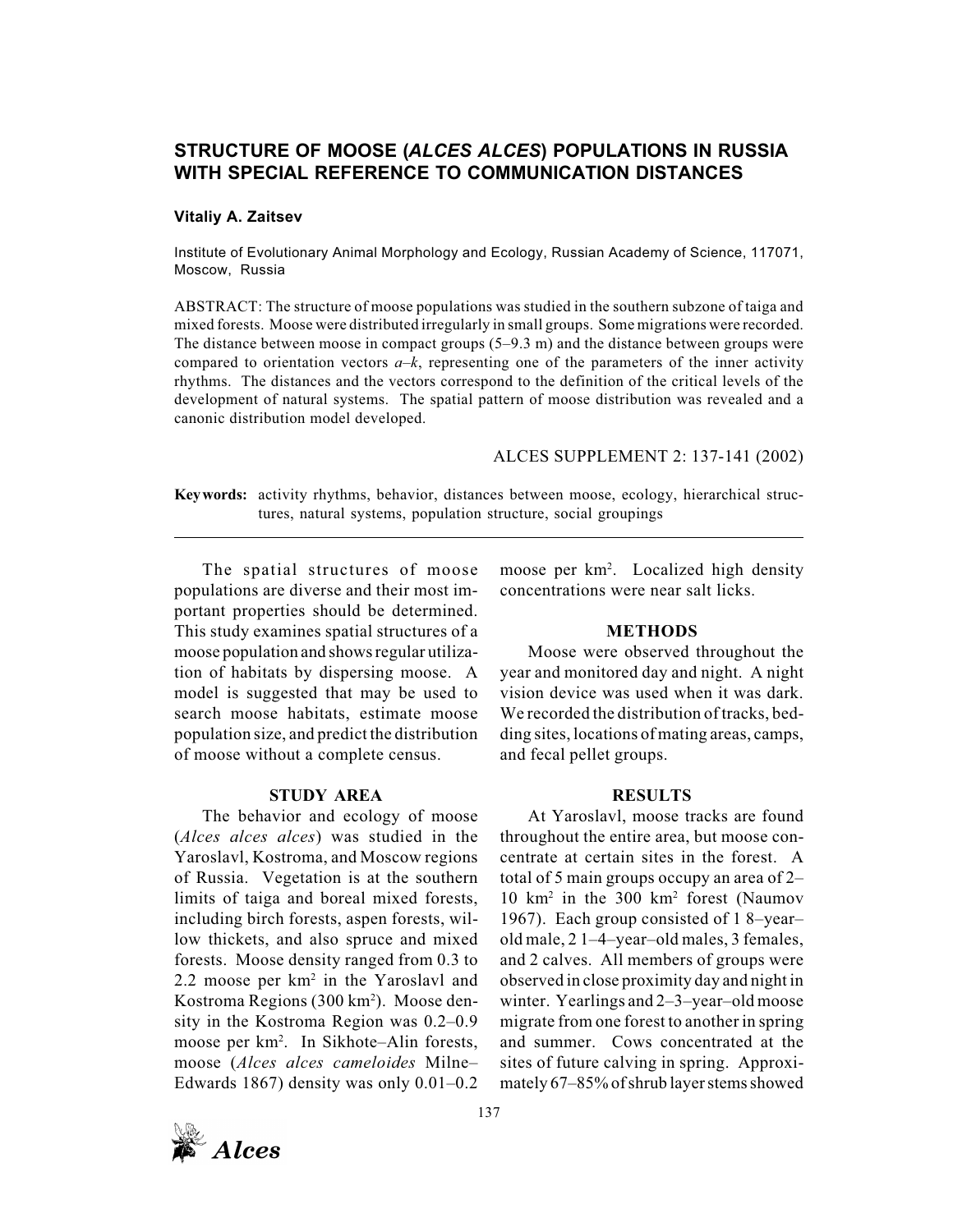# STRUCTURE OF MOOSE (*ALCES ALCES*) POPULATIONS IN RUSSIA WITH SPECIAL REFERENCE TO COMMUNICATION DISTANCES

**Vitaliy A. Zaitsev**

Institute of Evolutionary Animal Morphology and Ecology, Russian Academy of Science, 117071, Moscow, Russia

ABSTRACT: The structure of moose populations was studied in the southern subzone of taiga and mixed forests. Moose were distributed irregularly in small groups. Some migrations were recorded. The distance between moose in compact groups (5–9.3 m) and the distance between groups were compared to orientation vectors *a–k*, representing one of the parameters of the inner activity rhythms. The distances and the vectors correspond to the definition of the critical levels of the development of natural systems. The spatial pattern of moose distribution was revealed and a canonic distribution model developed.

ALCES SUPPLEMENT 2: 137-141 (2002)

**Key words:** activity rhythms, behavior, distances between moose, ecology, hierarchical structures, natural systems, population structure, social groupings

The spatial structures of moose populations are diverse and their most important properties should be determined. This study examines spatial structures of a moose population and shows regular utilization of habitats by dispersing moose. A model is suggested that may be used to search moose habitats, estimate moose population size, and predict the distribution of moose without a complete census.

## STUDY AREA

The behavior and ecology of moose (*Alces alces alces*) was studied in the Yaroslavl, Kostroma, and Moscow regions of Russia. Vegetation is at the southern limits of taiga and boreal mixed forests, including birch forests, aspen forests, willow thickets, and also spruce and mixed forests. Moose density ranged from 0.3 to 2.2 moose per km$^2$ in the Yaroslavl and Kostroma Regions (300 km$^2$). Moose density in the Kostroma Region was 0.2–0.9 moose per km$^2$. In Sikhote–Alin forests, moose (*Alces alces cameloides* Milne–Edwards 1867) density was only 0.01–0.2 moose per km$^2$. Localized high density concentrations were near salt licks.

## METHODS

Moose were observed throughout the year and monitored day and night. A night vision device was used when it was dark. We recorded the distribution of tracks, bedding sites, locations of mating areas, camps, and fecal pellet groups.

## RESULTS

At Yaroslavl, moose tracks are found throughout the entire area, but moose concentrate at certain sites in the forest. A total of 5 main groups occupy an area of 2–10 km$^2$ in the 300 km$^2$ forest (Naumov 1967). Each group consisted of 1 8–year–old male, 2 1–4–year–old males, 3 females, and 2 calves. All members of groups were observed in close proximity day and night in winter. Yearlings and 2–3–year–old moose migrate from one forest to another in spring and summer. Cows concentrated at the sites of future calving in spring. Approximately 67–85% of shrub layer stems showed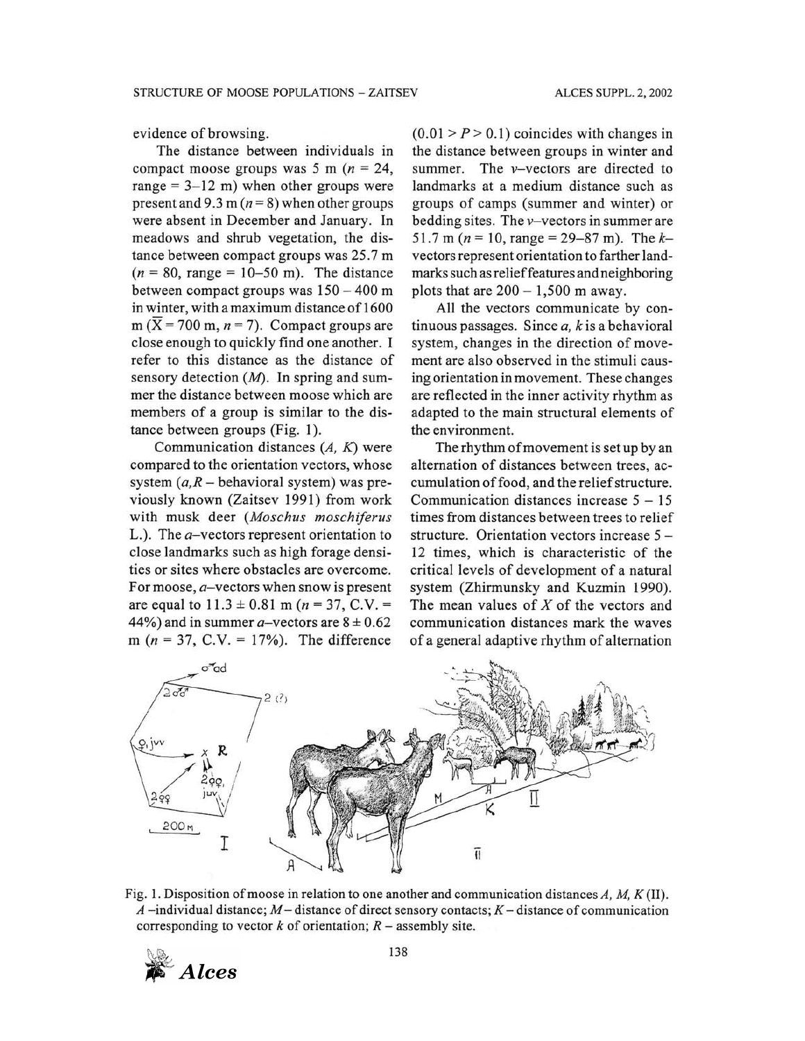evidence of browsing.

The distance between individuals in compact moose groups was 5 m ($n = 24$, range = 3–12 m) when other groups were present and 9.3 m ($n = 8$) when other groups were absent in December and January. In meadows and shrub vegetation, the distance between compact groups was 25.7 m ($n = 80$, range = 10–50 m). The distance between compact groups was 150 – 400 m in winter, with a maximum distance of 1600 m ($\overline{X} = 700$ m, $n = 7$). Compact groups are close enough to quickly find one another. I refer to this distance as the distance of sensory detection ($M$). In spring and summer the distance between moose which are members of a group is similar to the distance between groups (Fig. 1).

Communication distances ($A$, $K$) were compared to the orientation vectors, whose system ($a,R$ – behavioral system) was previously known (Zaitsev 1991) from work with musk deer (*Moschus moschiferus* L.). The $a$–vectors represent orientation to close landmarks such as high forage densities or sites where obstacles are overcome. For moose, $a$–vectors when snow is present are equal to 11.3 ± 0.81 m ($n = 37$, C.V. = 44%) and in summer $a$–vectors are 8 ± 0.62 m ($n = 37$, C.V. = 17%). The difference ($0.01 > P > 0.1$) coincides with changes in the distance between groups in winter and summer. The $v$–vectors are directed to landmarks at a medium distance such as groups of camps (summer and winter) or bedding sites. The $v$–vectors in summer are 51.7 m ($n = 10$, range = 29–87 m). The $k$–vectors represent orientation to farther landmarks such as relief features and neighboring plots that are 200 – 1,500 m away.

All the vectors communicate by continuous passages. Since $a$, $k$ is a behavioral system, changes in the direction of movement are also observed in the stimuli causing orientation in movement. These changes are reflected in the inner activity rhythm as adapted to the main structural elements of the environment.

The rhythm of movement is set up by an alternation of distances between trees, accumulation of food, and the relief structure. Communication distances increase 5 – 15 times from distances between trees to relief structure. Orientation vectors increase 5 – 12 times, which is characteristic of the critical levels of development of a natural system (Zhirmunsky and Kuzmin 1990). The mean values of $X$ of the vectors and communication distances mark the waves of a general adaptive rhythm of alternation

Fig. 1. Disposition of moose in relation to one another and communication distances $A$, $M$, $K$ (II). $A$ –individual distance; $M$ – distance of direct sensory contacts; $K$ – distance of communication corresponding to vector $k$ of orientation; $R$ – assembly site.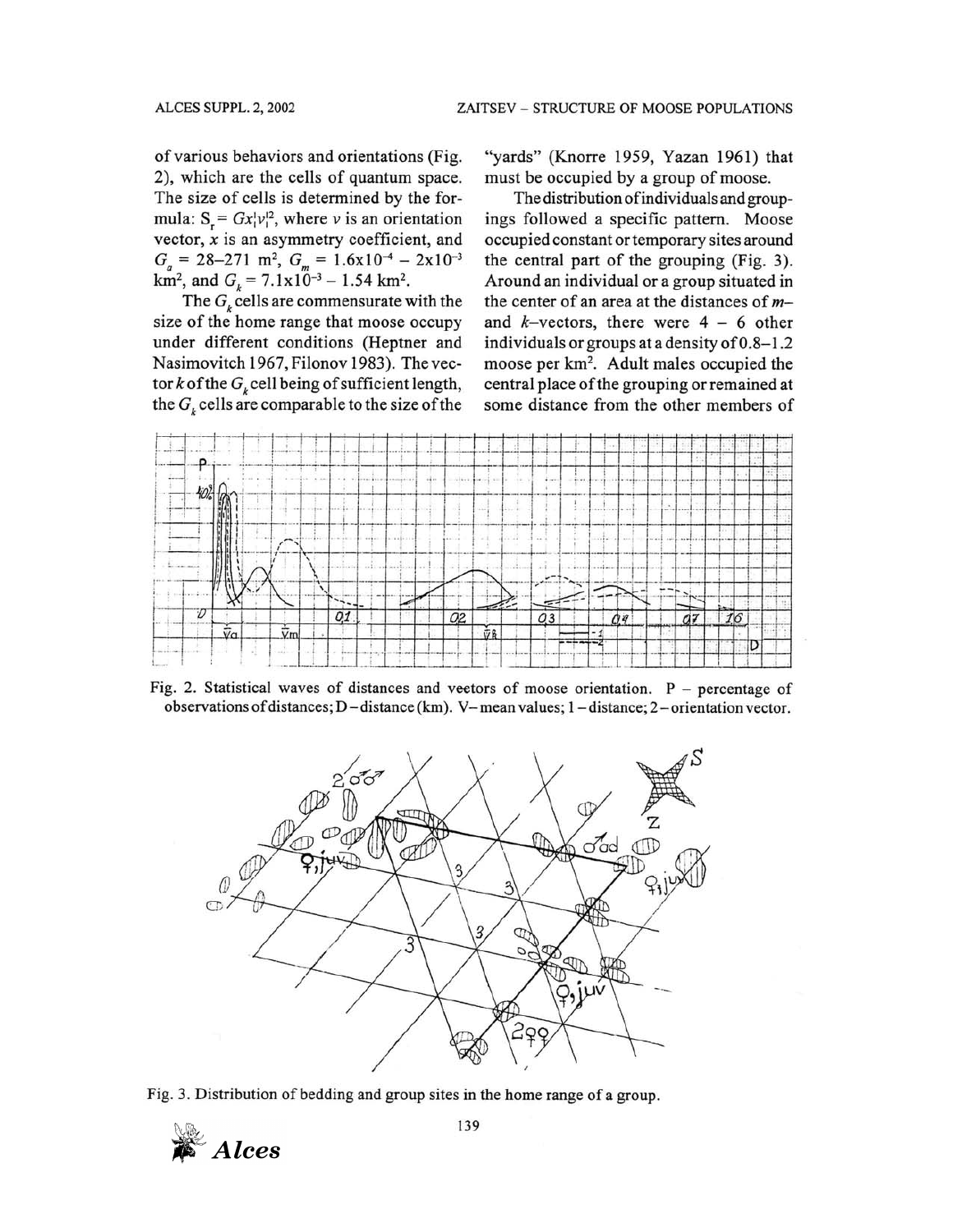of various behaviors and orientations (Fig. 2), which are the cells of quantum space. The size of cells is determined by the formula: $S_r = Gx_i^i v_i^{i2}$, where $v$ is an orientation vector, $x$ is an asymmetry coefficient, and $G_a$ = 28–271 m$^2$, $G_m$ = 1.6x10$^{-4}$ – 2x10$^{-3}$ km$^2$, and $G_k$ = 7.1x10$^{-3}$ – 1.54 km$^2$.

The $G_k$ cells are commensurate with the size of the home range that moose occupy under different conditions (Heptner and Nasimovitch 1967, Filonov 1983). The vector $k$ of the $G_k$ cell being of sufficient length, the $G_k$ cells are comparable to the size of the "yards" (Knorre 1959, Yazan 1961) that must be occupied by a group of moose.

The distribution of individuals and groupings followed a specific pattern. Moose occupied constant or temporary sites around the central part of the grouping (Fig. 3). Around an individual or a group situated in the center of an area at the distances of $m$– and $k$–vectors, there were 4 – 6 other individuals or groups at a density of 0.8–1.2 moose per km$^2$. Adult males occupied the central place of the grouping or remained at some distance from the other members of

Fig. 2. Statistical waves of distances and vectors of moose orientation. P – percentage of observations of distances; D – distance (km). V – mean values; 1 – distance; 2 – orientation vector.

Fig. 3. Distribution of bedding and group sites in the home range of a group.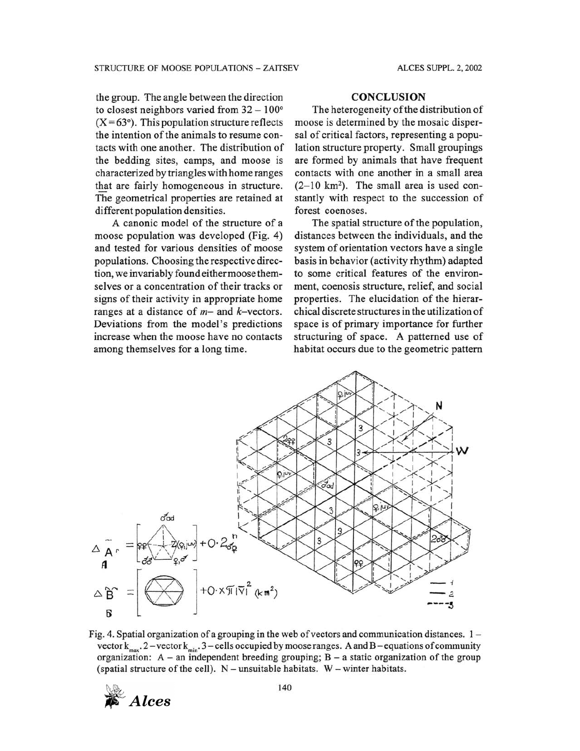the group. The angle between the direction to closest neighbors varied from 32 – 100° ($X = 63°$). This population structure reflects the intention of the animals to resume contacts with one another. The distribution of the bedding sites, camps, and moose is characterized by triangles with home ranges that are fairly homogeneous in structure. The geometrical properties are retained at different population densities.

A canonic model of the structure of a moose population was developed (Fig. 4) and tested for various densities of moose populations. Choosing the respective direction, we invariably found either moose themselves or a concentration of their tracks or signs of their activity in appropriate home ranges at a distance of *m*– and *k*–vectors. Deviations from the model's predictions increase when the moose have no contacts among themselves for a long time.

## CONCLUSION

The heterogeneity of the distribution of moose is determined by the mosaic dispersal of critical factors, representing a population structure property. Small groupings are formed by animals that have frequent contacts with one another in a small area (2–10 km²). The small area is used constantly with respect to the succession of forest coenoses.

The spatial structure of the population, distances between the individuals, and the system of orientation vectors have a single basis in behavior (activity rhythm) adapted to some critical features of the environment, coenosis structure, relief, and social properties. The elucidation of the hierarchical discrete structures in the utilization of space is of primary importance for further structuring of space. A patterned use of habitat occurs due to the geometric pattern

Fig. 4. Spatial organization of a grouping in the web of vectors and communication distances. 1 – vector $k_{max}$. 2 – vector $k_{min}$. 3 – cells occupied by moose ranges. A and B – equations of community organization: A – an independent breeding grouping; B – a static organization of the group (spatial structure of the cell). N – unsuitable habitats. W – winter habitats.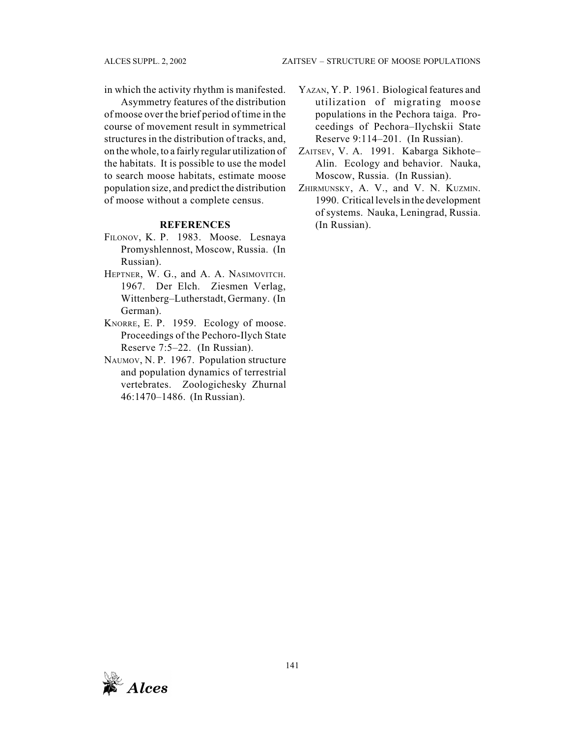in which the activity rhythm is manifested.

Asymmetry features of the distribution of moose over the brief period of time in the course of movement result in symmetrical structures in the distribution of tracks, and, on the whole, to a fairly regular utilization of the habitats. It is possible to use the model to search moose habitats, estimate moose population size, and predict the distribution of moose without a complete census.

## REFERENCES

FILONOV, K. P. 1983. Moose. Lesnaya Promyshlennost, Moscow, Russia. (In Russian).

HEPTNER, W. G., and A. A. NASIMOVITCH. 1967. Der Elch. Ziesmen Verlag, Wittenberg–Lutherstadt, Germany. (In German).

KNORRE, E. P. 1959. Ecology of moose. Proceedings of the Pechoro-Ilych State Reserve 7:5–22. (In Russian).

NAUMOV, N. P. 1967. Population structure and population dynamics of terrestrial vertebrates. Zoologichesky Zhurnal 46:1470–1486. (In Russian).

YAZAN, Y. P. 1961. Biological features and utilization of migrating moose populations in the Pechora taiga. Proceedings of Pechora–Ilychskii State Reserve 9:114–201. (In Russian).

ZAITSEV, V. A. 1991. Kabarga Sikhote–Alin. Ecology and behavior. Nauka, Moscow, Russia. (In Russian).

ZHIRMUNSKY, A. V., and V. N. KUZMIN. 1990. Critical levels in the development of systems. Nauka, Leningrad, Russia. (In Russian).